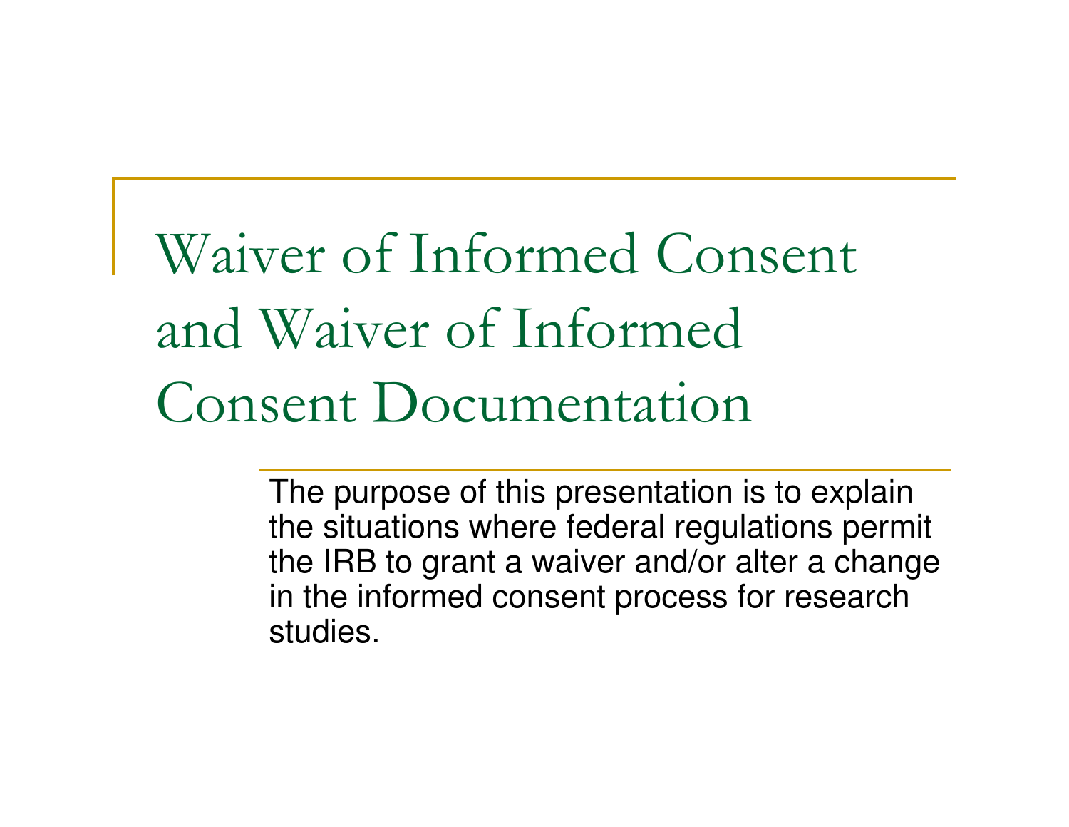# Waiver of Informed Consent and Waiver of Informed Consent Documentation

The purpose of this presentation is to explain the situations where federal regulations permit the IRB to grant a waiver and/or alter a change in the informed consent process for research studies.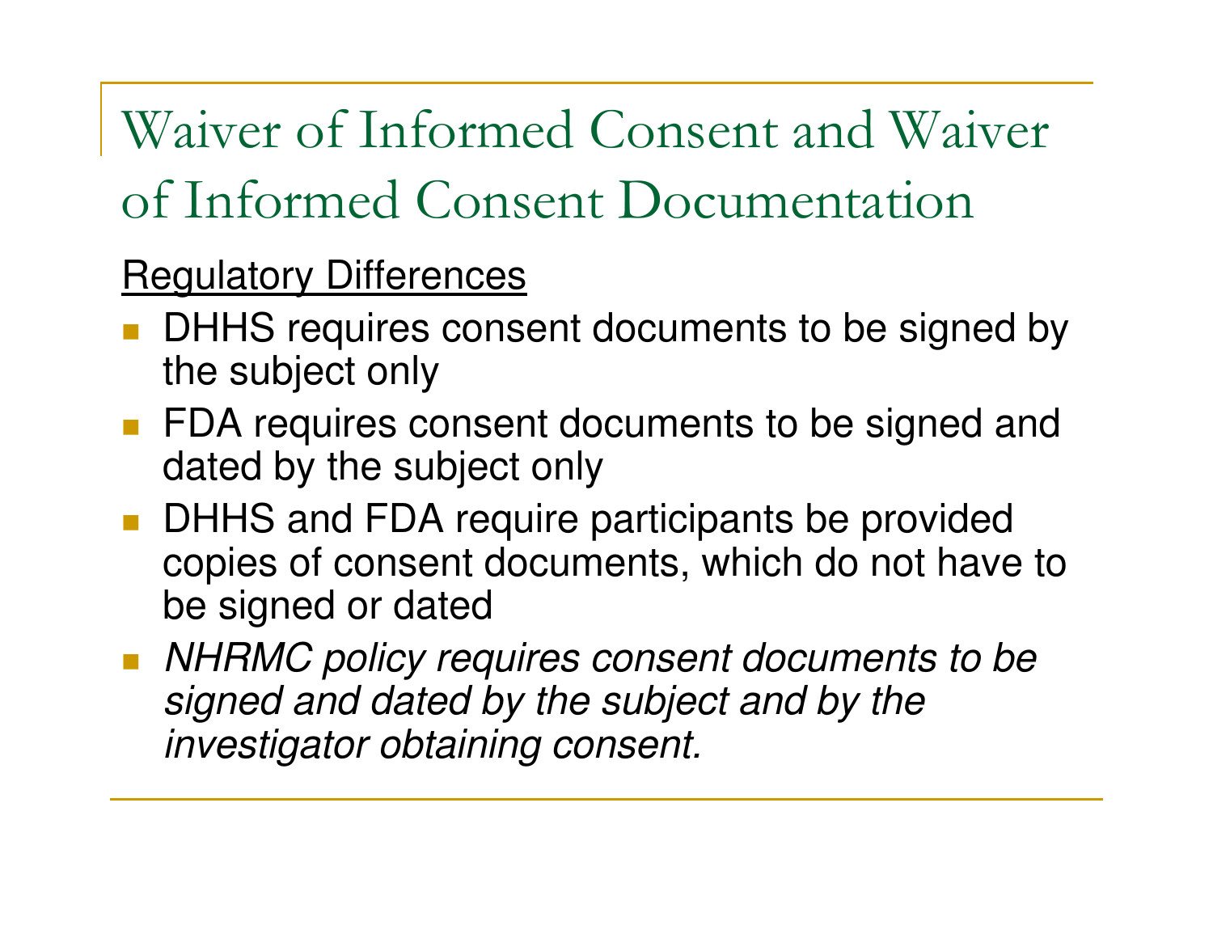# Waiver of Informed Consent and Waiver of Informed Consent Documentation

<u>Regulatory Differences</u>

- DHHS requires consent documents to be signed by the subject only
- FDA requires consent documents to be signed and dated by the subject only
- DHHS and FDA require participants be provided copies of consent documents, which do not have to be signed or dated
- *NHRMC policy requires consent documents to be signed and dated by the subject and by the investigator obtaining consent.*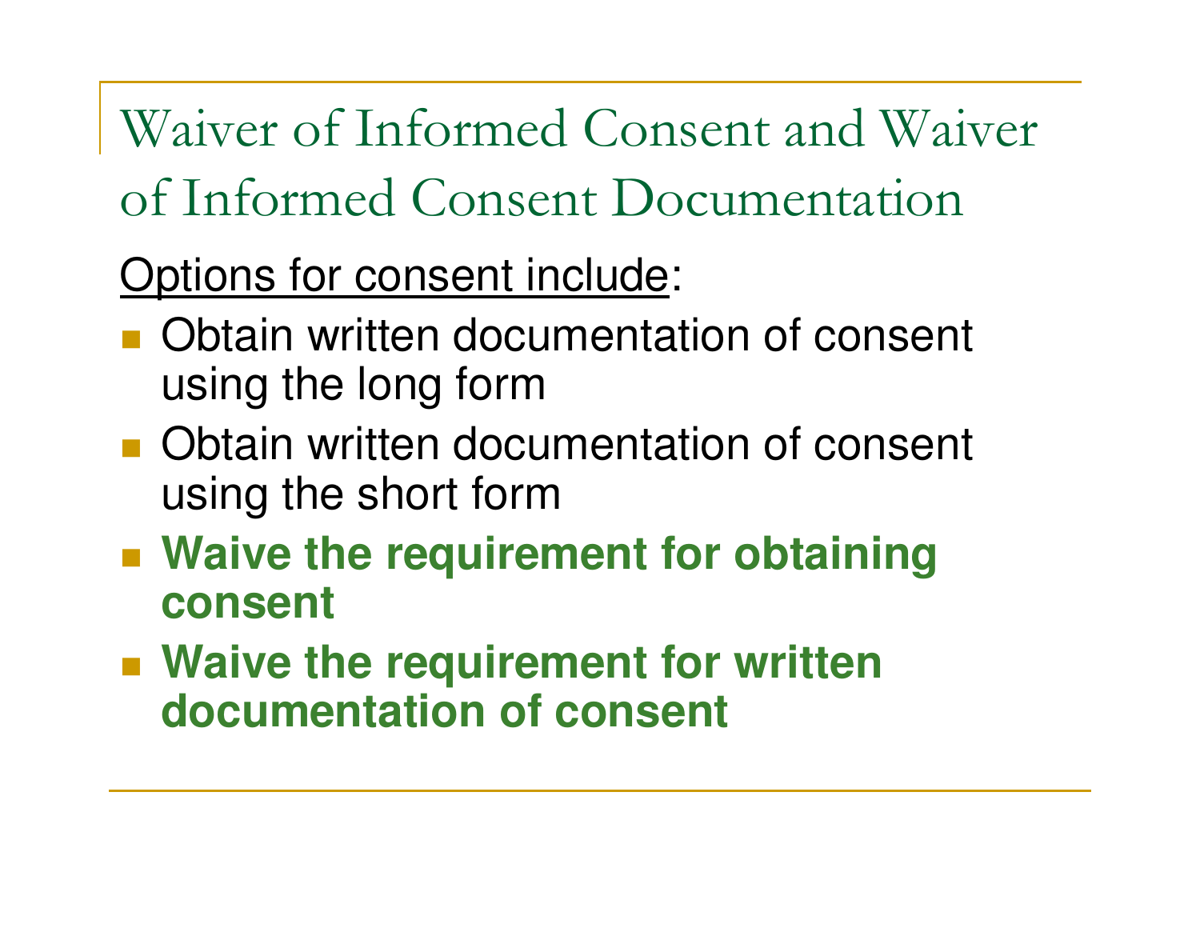# Waiver of Informed Consent and Waiver of Informed Consent Documentation

Options for consent include:

- Obtain written documentation of consent using the long form
- Obtain written documentation of consent using the short form
- **Waive the requirement for obtaining consent**
- **Waive the requirement for written documentation of consent**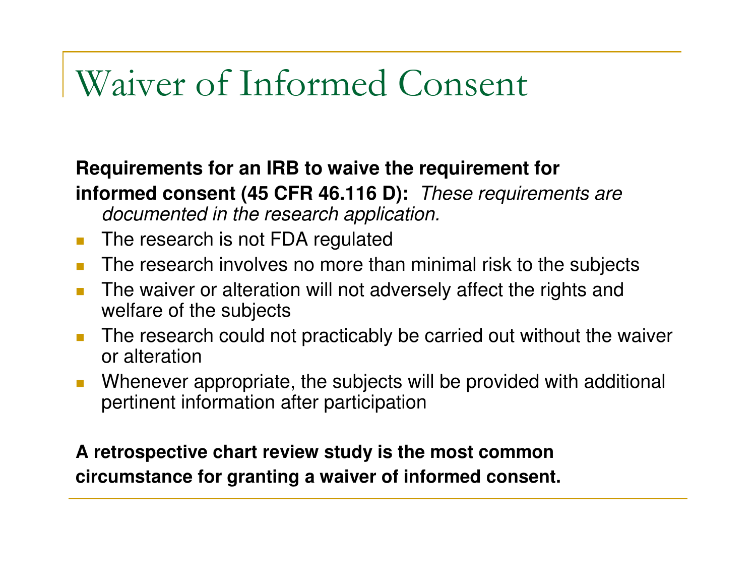# Waiver of Informed Consent

**Requirements for an IRB to waive the requirement for informed consent (45 CFR 46.116 D):** *These requirements are documented in the research application.*

- The research is not FDA regulated
- The research involves no more than minimal risk to the subjects
- The waiver or alteration will not adversely affect the rights and welfare of the subjects
- The research could not practicably be carried out without the waiver or alteration
- Whenever appropriate, the subjects will be provided with additional pertinent information after participation

**A retrospective chart review study is the most common circumstance for granting a waiver of informed consent.**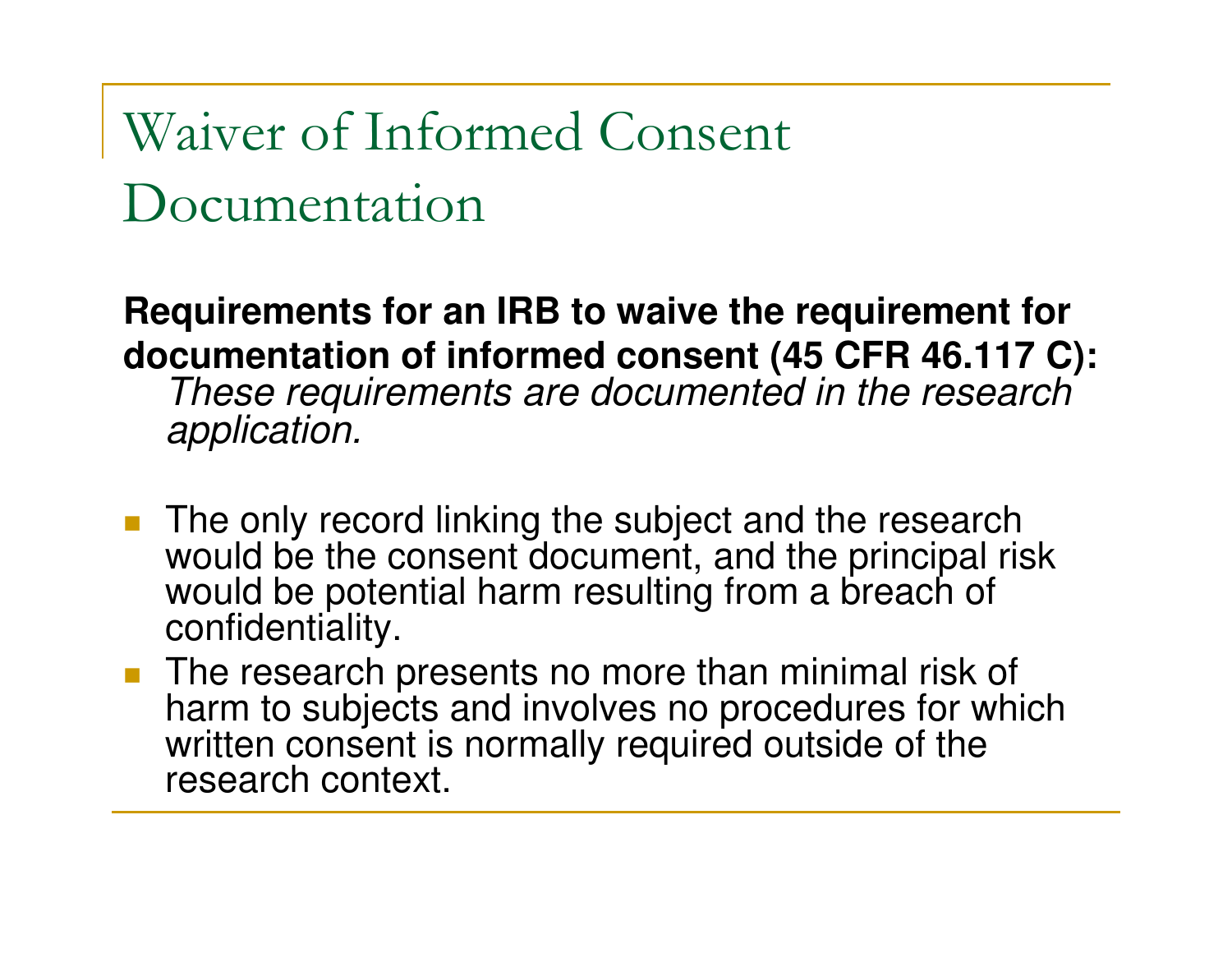# Waiver of Informed Consent Documentation

**Requirements for an IRB to waive the requirement for documentation of informed consent (45 CFR 46.117 C):** *These requirements are documented in the research application.*

- The only record linking the subject and the research would be the consent document, and the principal risk would be potential harm resulting from a breach of confidentiality.
- The research presents no more than minimal risk of harm to subjects and involves no procedures for which written consent is normally required outside of the research context.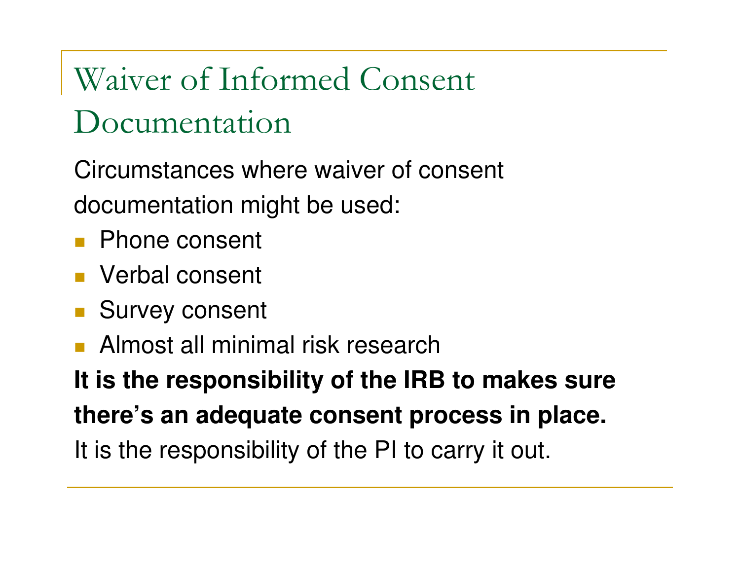# Waiver of Informed Consent Documentation

Circumstances where waiver of consent documentation might be used:

- Phone consent
- Verbal consent
- Survey consent
- Almost all minimal risk research

**It is the responsibility of the IRB to makes sure there's an adequate consent process in place.**

It is the responsibility of the PI to carry it out.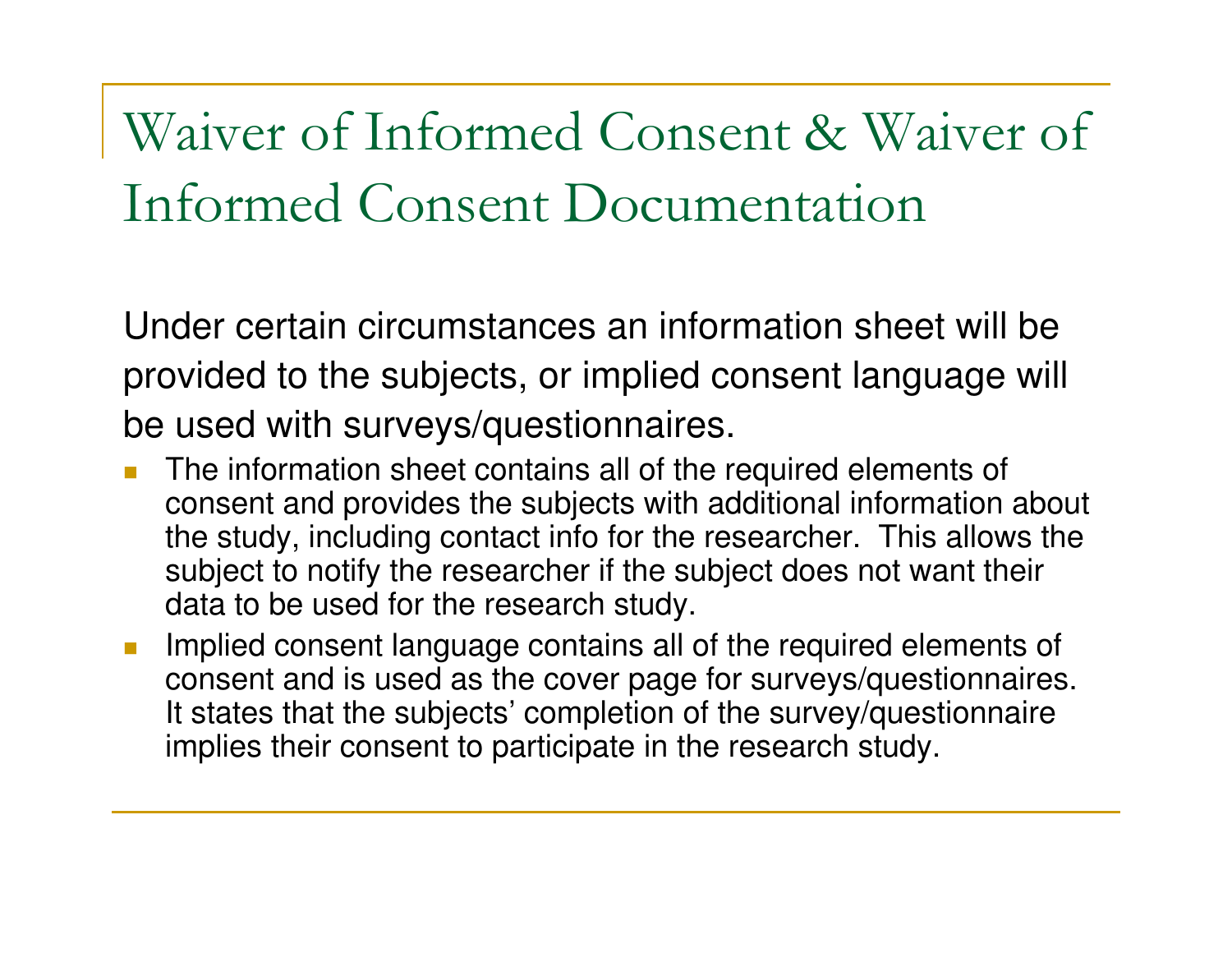# Waiver of Informed Consent & Waiver of Informed Consent Documentation

Under certain circumstances an information sheet will be provided to the subjects, or implied consent language will be used with surveys/questionnaires.

- The information sheet contains all of the required elements of consent and provides the subjects with additional information about the study, including contact info for the researcher. This allows the subject to notify the researcher if the subject does not want their data to be used for the research study.
- Implied consent language contains all of the required elements of consent and is used as the cover page for surveys/questionnaires. It states that the subjects' completion of the survey/questionnaire implies their consent to participate in the research study.